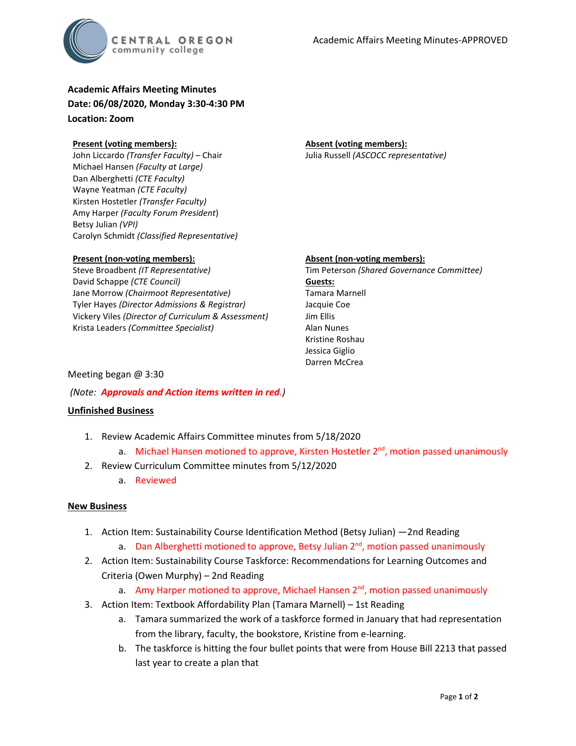Academic Affairs Meeting Minutes-APPROVED

**Academic Affairs Meeting Minutes**
**Date: 06/08/2020, Monday 3:30-4:30 PM**
**Location: Zoom**

**Present (voting members):**
John Liccardo *(Transfer Faculty)* – Chair
Michael Hansen *(Faculty at Large)*
Dan Alberghetti *(CTE Faculty)*
Wayne Yeatman *(CTE Faculty)*
Kirsten Hostetler *(Transfer Faculty)*
Amy Harper *(Faculty Forum President)*
Betsy Julian *(VPI)*
Carolyn Schmidt *(Classified Representative)*

**Absent (voting members):**
Julia Russell *(ASCOCC representative)*

**Present (non-voting members):**
Steve Broadbent *(IT Representative)*
David Schappe *(CTE Council)*
Jane Morrow *(Chairmoot Representative)*
Tyler Hayes *(Director Admissions & Registrar)*
Vickery Viles *(Director of Curriculum & Assessment)*
Krista Leaders *(Committee Specialist)*

**Absent (non-voting members):**
Tim Peterson *(Shared Governance Committee)*

**Guests:**
Tamara Marnell
Jacquie Coe
Jim Ellis
Alan Nunes
Kristine Roshau
Jessica Giglio
Darren McCrea

Meeting began @ 3:30

*(Note: **Approvals and Action items written in red**.)*

## Unfinished Business

1. Review Academic Affairs Committee minutes from 5/18/2020
   a. Michael Hansen motioned to approve, Kirsten Hostetler 2nd, motion passed unanimously
2. Review Curriculum Committee minutes from 5/12/2020
   a. Reviewed

## New Business

1. Action Item: Sustainability Course Identification Method (Betsy Julian) —2nd Reading
   a. Dan Alberghetti motioned to approve, Betsy Julian 2nd, motion passed unanimously
2. Action Item: Sustainability Course Taskforce: Recommendations for Learning Outcomes and Criteria (Owen Murphy) – 2nd Reading
   a. Amy Harper motioned to approve, Michael Hansen 2nd, motion passed unanimously
3. Action Item: Textbook Affordability Plan (Tamara Marnell) – 1st Reading
   a. Tamara summarized the work of a taskforce formed in January that had representation from the library, faculty, the bookstore, Kristine from e-learning.
   b. The taskforce is hitting the four bullet points that were from House Bill 2213 that passed last year to create a plan that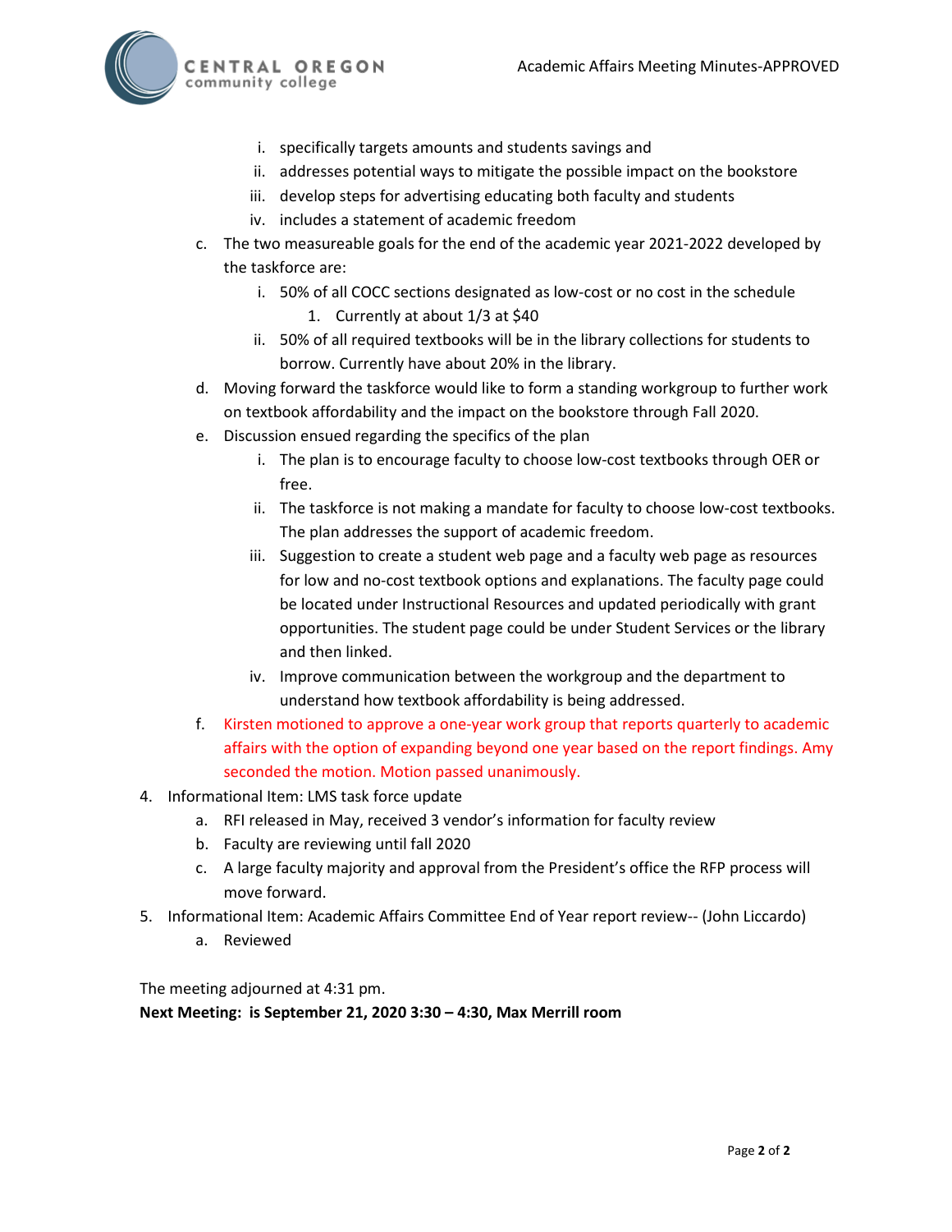i. specifically targets amounts and students savings and
   ii. addresses potential ways to mitigate the possible impact on the bookstore
   iii. develop steps for advertising educating both faculty and students
   iv. includes a statement of academic freedom

c. The two measureable goals for the end of the academic year 2021-2022 developed by the taskforce are:
   i. 50% of all COCC sections designated as low-cost or no cost in the schedule
      1. Currently at about 1/3 at $40
   ii. 50% of all required textbooks will be in the library collections for students to borrow. Currently have about 20% in the library.

d. Moving forward the taskforce would like to form a standing workgroup to further work on textbook affordability and the impact on the bookstore through Fall 2020.

e. Discussion ensued regarding the specifics of the plan
   i. The plan is to encourage faculty to choose low-cost textbooks through OER or free.
   ii. The taskforce is not making a mandate for faculty to choose low-cost textbooks. The plan addresses the support of academic freedom.
   iii. Suggestion to create a student web page and a faculty web page as resources for low and no-cost textbook options and explanations. The faculty page could be located under Instructional Resources and updated periodically with grant opportunities. The student page could be under Student Services or the library and then linked.
   iv. Improve communication between the workgroup and the department to understand how textbook affordability is being addressed.

f. Kirsten motioned to approve a one-year work group that reports quarterly to academic affairs with the option of expanding beyond one year based on the report findings. Amy seconded the motion. Motion passed unanimously.

4. Informational Item: LMS task force update
   a. RFI released in May, received 3 vendor's information for faculty review
   b. Faculty are reviewing until fall 2020
   c. A large faculty majority and approval from the President's office the RFP process will move forward.

5. Informational Item: Academic Affairs Committee End of Year report review-- (John Liccardo)
   a. Reviewed

The meeting adjourned at 4:31 pm.

**Next Meeting: is September 21, 2020 3:30 – 4:30, Max Merrill room**